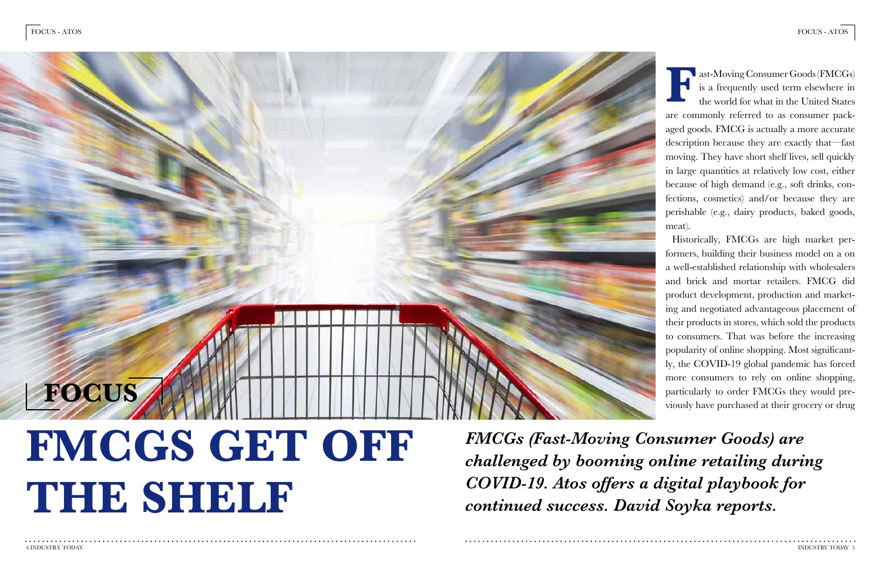FOCUS

# FMCGS GET OFF THE SHELF

***FMCGs (Fast-Moving Consumer Goods) are challenged by booming online retailing during COVID-19. Atos offers a digital playbook for continued success. David Soyka reports.***

Fast-Moving Consumer Goods (FMCGs) is a frequently used term elsewhere in the world for what in the United States are commonly referred to as consumer packaged goods. FMCG is actually a more accurate description because they are exactly that—fast moving. They have short shelf lives, sell quickly in large quantities at relatively low cost, either because of high demand (e.g., soft drinks, confections, cosmetics) and/or because they are perishable (e.g., dairy products, baked goods, meat).

Historically, FMCGs are high market performers, building their business model on a on a well-established relationship with wholesalers and brick and mortar retailers. FMCG did product development, production and marketing and negotiated advantageous placement of their products in stores, which sold the products to consumers. That was before the increasing popularity of online shopping. Most significantly, the COVID-19 global pandemic has forced more consumers to rely on online shopping, particularly to order FMCGs they would previously have purchased at their grocery or drug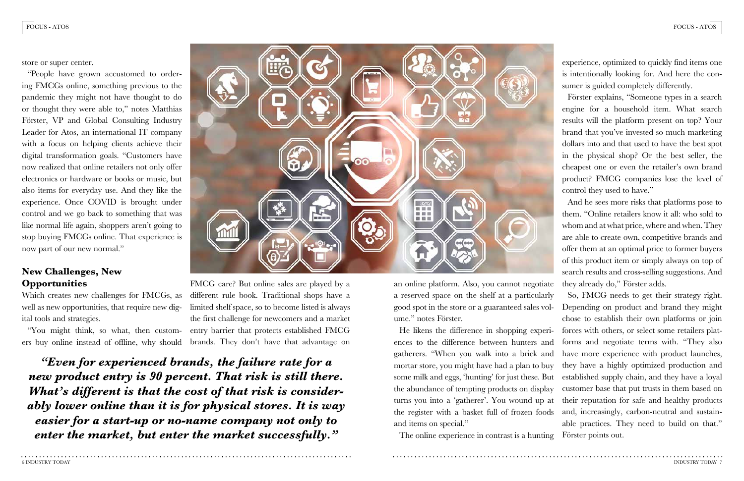store or super center.

"People have grown accustomed to ordering FMCGs online, something previous to the pandemic they might not have thought to do or thought they were able to," notes Matthias Förster, VP and Global Consulting Industry Leader for Atos, an international IT company with a focus on helping clients achieve their digital transformation goals. "Customers have now realized that online retailers not only offer electronics or hardware or books or music, but also items for everyday use. And they like the experience. Once COVID is brought under control and we go back to something that was like normal life again, shoppers aren't going to stop buying FMCGs online. That experience is now part of our new normal."

## New Challenges, New Opportunities

Which creates new challenges for FMCGs, as well as new opportunities, that require new digital tools and strategies.

"You might think, so what, then customers buy online instead of offline, why should FMCG care? But online sales are played by a different rule book. Traditional shops have a limited shelf space, so to become listed is always the first challenge for newcomers and a market entry barrier that protects established FMCG brands. They don't have that advantage on an online platform. Also, you cannot negotiate a reserved space on the shelf at a particularly good spot in the store or a guaranteed sales volume." notes Förster.

***"Even for experienced brands, the failure rate for a new product entry is 90 percent. That risk is still there. What's different is that the cost of that risk is considerably lower online than it is for physical stores. It is way easier for a start-up or no-name company not only to enter the market, but enter the market successfully."***

He likens the difference in shopping experiences to the difference between hunters and gatherers. "When you walk into a brick and mortar store, you might have had a plan to buy some milk and eggs, 'hunting' for just these. But the abundance of tempting products on display turns you into a 'gatherer'. You wound up at the register with a basket full of frozen foods and items on special."

The online experience in contrast is a hunting experience, optimized to quickly find items one is intentionally looking for. And here the consumer is guided completely differently.

Förster explains, "Someone types in a search engine for a household item. What search results will the platform present on top? Your brand that you've invested so much marketing dollars into and that used to have the best spot in the physical shop? Or the best seller, the cheapest one or even the retailer's own brand product? FMCG companies lose the level of control they used to have."

And he sees more risks that platforms pose to them. "Online retailers know it all: who sold to whom and at what price, where and when. They are able to create own, competitive brands and offer them at an optimal price to former buyers of this product item or simply always on top of search results and cross-selling suggestions. And they already do," Förster adds.

So, FMCG needs to get their strategy right. Depending on product and brand they might chose to establish their own platforms or join forces with others, or select some retailers platforms and negotiate terms with. "They also have more experience with product launches, they have a highly optimized production and established supply chain, and they have a loyal customer base that put trusts in them based on their reputation for safe and healthy products and, increasingly, carbon-neutral and sustainable practices. They need to build on that." Förster points out.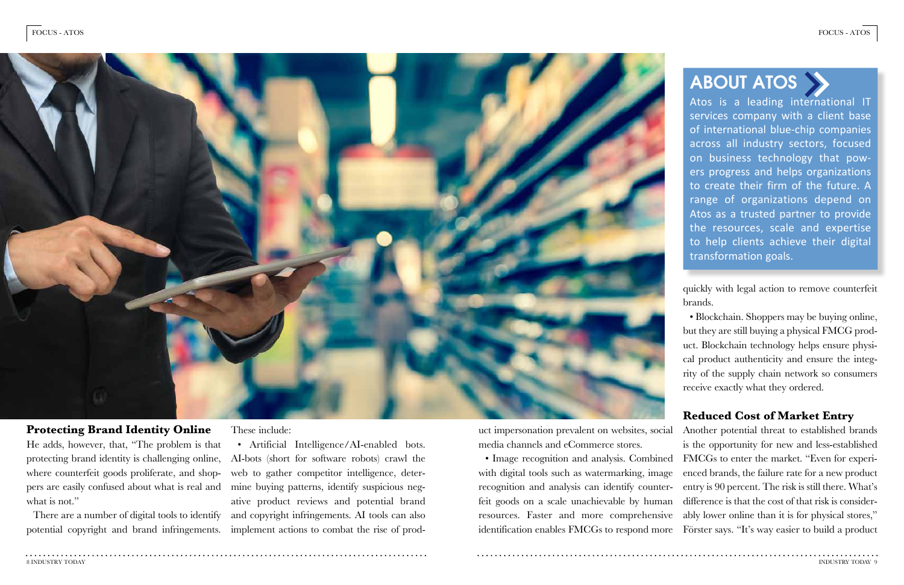## Protecting Brand Identity Online

He adds, however, that, "The problem is that protecting brand identity is challenging online, where counterfeit goods proliferate, and shoppers are easily confused about what is real and what is not."

There are a number of digital tools to identify potential copyright and brand infringements. These include:

- Artificial Intelligence/AI-enabled bots. AI-bots (short for software robots) crawl the web to gather competitor intelligence, determine buying patterns, identify suspicious negative product reviews and potential brand and copyright infringements. AI tools can also implement actions to combat the rise of product impersonation prevalent on websites, social media channels and eCommerce stores.
- Image recognition and analysis. Combined with digital tools such as watermarking, image recognition and analysis can identify counterfeit goods on a scale unachievable by human resources. Faster and more comprehensive identification enables FMCGs to respond more quickly with legal action to remove counterfeit brands.
- Blockchain. Shoppers may be buying online, but they are still buying a physical FMCG product. Blockchain technology helps ensure physical product authenticity and ensure the integrity of the supply chain network so consumers receive exactly what they ordered.

## ABOUT ATOS

Atos is a leading international IT services company with a client base of international blue-chip companies across all industry sectors, focused on business technology that powers progress and helps organizations to create their firm of the future. A range of organizations depend on Atos as a trusted partner to provide the resources, scale and expertise to help clients achieve their digital transformation goals.

## Reduced Cost of Market Entry

Another potential threat to established brands is the opportunity for new and less-established FMCGs to enter the market. "Even for experienced brands, the failure rate for a new product entry is 90 percent. The risk is still there. What's difference is that the cost of that risk is considerably lower online than it is for physical stores," Förster says. "It's way easier to build a product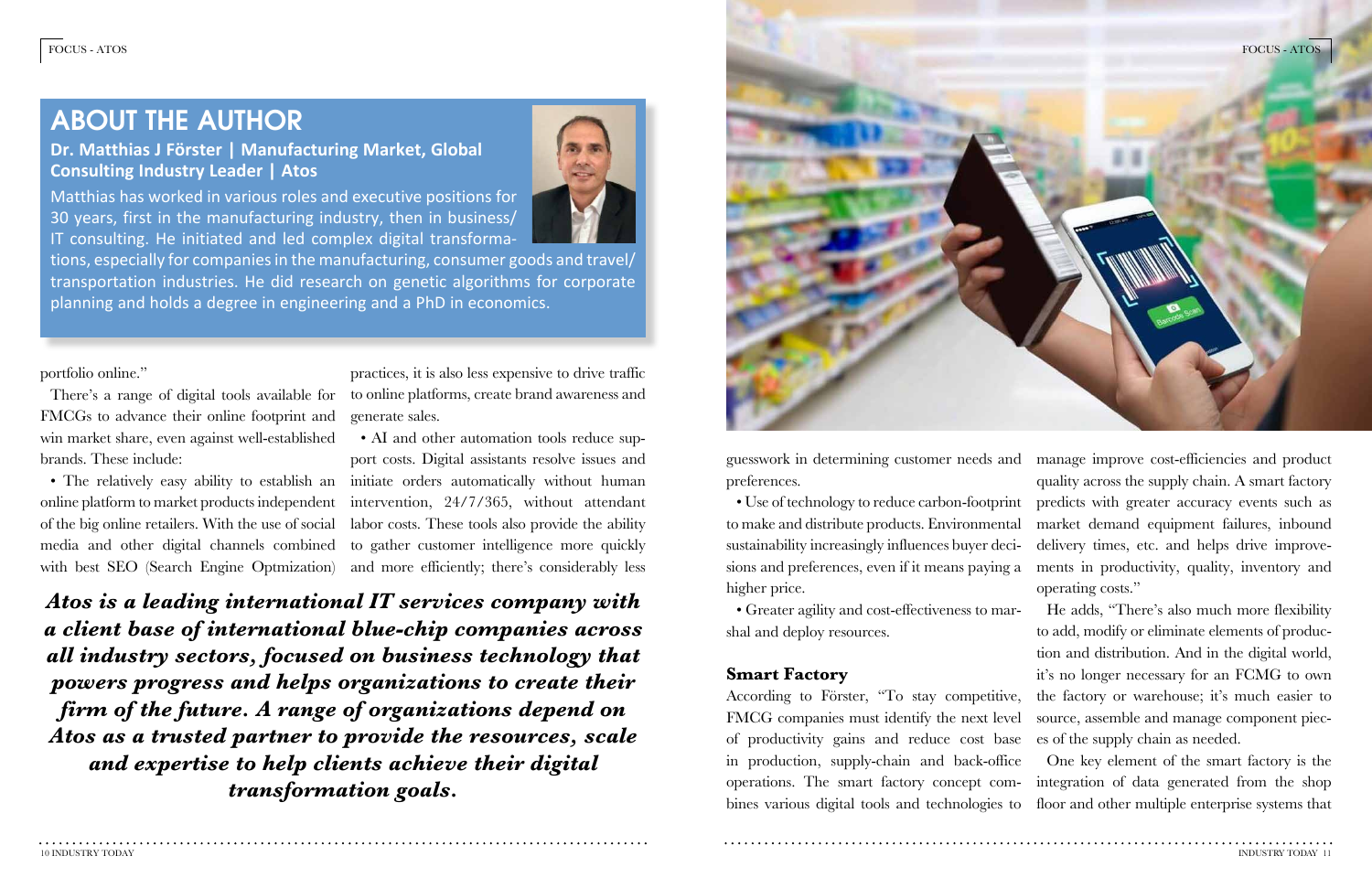## ABOUT THE AUTHOR

**Dr. Matthias J Förster | Manufacturing Market, Global Consulting Industry Leader | Atos**

Matthias has worked in various roles and executive positions for 30 years, first in the manufacturing industry, then in business/IT consulting. He initiated and led complex digital transformations, especially for companies in the manufacturing, consumer goods and travel/transportation industries. He did research on genetic algorithms for corporate planning and holds a degree in engineering and a PhD in economics.

portfolio online."

There's a range of digital tools available for FMCGs to advance their online footprint and win market share, even against well-established brands. These include:

• The relatively easy ability to establish an online platform to market products independent of the big online retailers. With the use of social media and other digital channels combined with best SEO (Search Engine Optmization) practices, it is also less expensive to drive traffic to online platforms, create brand awareness and generate sales.

• AI and other automation tools reduce support costs. Digital assistants resolve issues and initiate orders automatically without human intervention, 24/7/365, without attendant labor costs. These tools also provide the ability to gather customer intelligence more quickly and more efficiently; there's considerably less guesswork in determining customer needs and preferences.

• Use of technology to reduce carbon-footprint to make and distribute products. Environmental sustainability increasingly influences buyer decisions and preferences, even if it means paying a higher price.

• Greater agility and cost-effectiveness to marshal and deploy resources.

***Atos is a leading international IT services company with a client base of international blue-chip companies across all industry sectors, focused on business technology that powers progress and helps organizations to create their firm of the future. A range of organizations depend on Atos as a trusted partner to provide the resources, scale and expertise to help clients achieve their digital transformation goals.***

### Smart Factory

According to Förster, "To stay competitive, FMCG companies must identify the next level of productivity gains and reduce cost base in production, supply-chain and back-office operations. The smart factory concept combines various digital tools and technologies to manage improve cost-efficiencies and product quality across the supply chain. A smart factory predicts with greater accuracy events such as market demand equipment failures, inbound delivery times, etc. and helps drive improvements in productivity, quality, inventory and operating costs."

He adds, "There's also much more flexibility to add, modify or eliminate elements of production and distribution. And in the digital world, it's no longer necessary for an FCMG to own the factory or warehouse; it's much easier to source, assemble and manage component pieces of the supply chain as needed.

One key element of the smart factory is the integration of data generated from the shop floor and other multiple enterprise systems that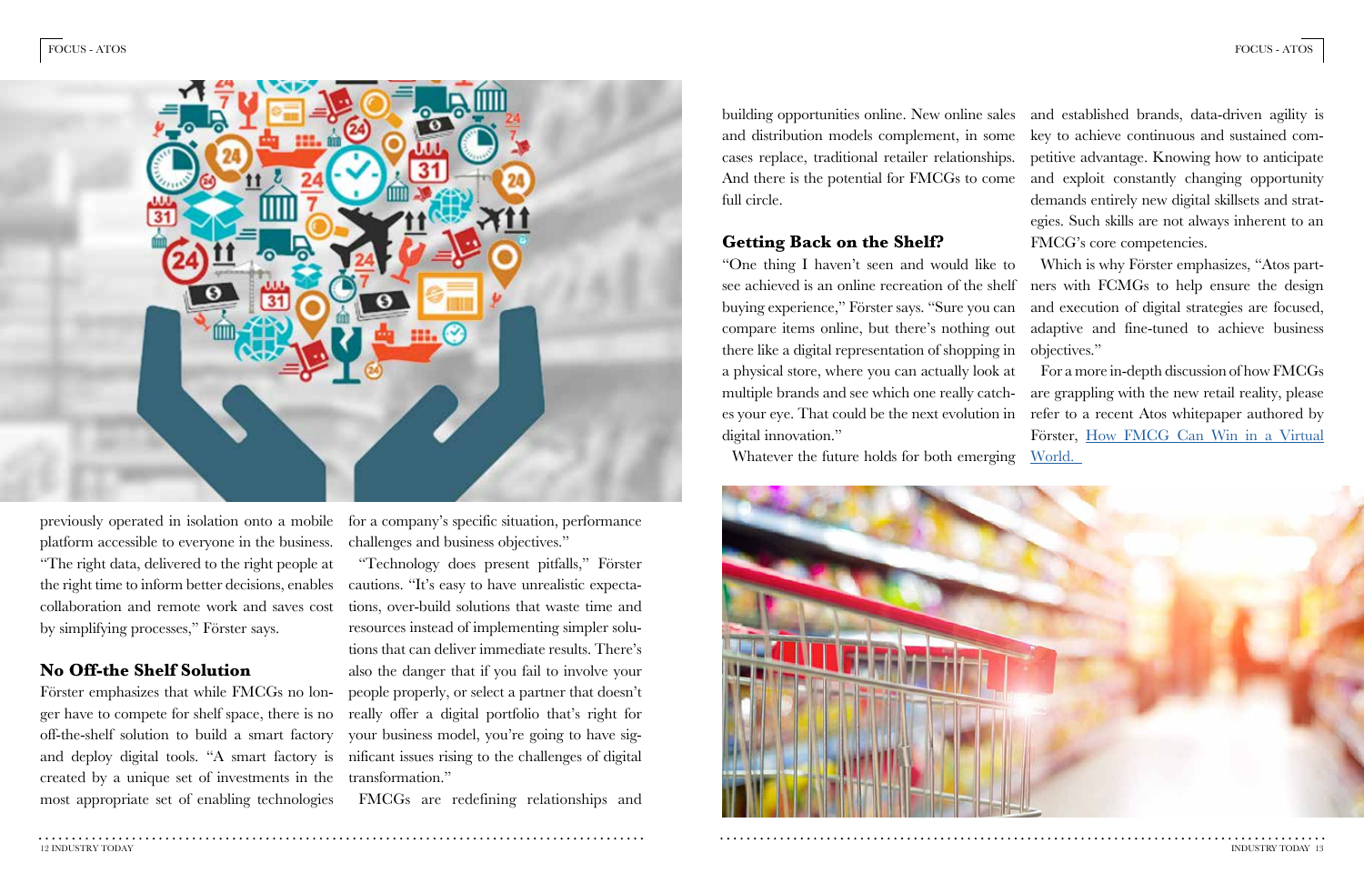previously operated in isolation onto a mobile platform accessible to everyone in the business. "The right data, delivered to the right people at the right time to inform better decisions, enables collaboration and remote work and saves cost by simplifying processes," Förster says.

## No Off-the Shelf Solution

Förster emphasizes that while FMCGs no longer have to compete for shelf space, there is no off-the-shelf solution to build a smart factory and deploy digital tools. "A smart factory is created by a unique set of investments in the most appropriate set of enabling technologies for a company's specific situation, performance challenges and business objectives."

"Technology does present pitfalls," Förster cautions. "It's easy to have unrealistic expectations, over-build solutions that waste time and resources instead of implementing simpler solutions that can deliver immediate results. There's also the danger that if you fail to involve your people properly, or select a partner that doesn't really offer a digital portfolio that's right for your business model, you're going to have significant issues rising to the challenges of digital transformation."

FMCGs are redefining relationships and building opportunities online. New online sales and distribution models complement, in some cases replace, traditional retailer relationships. And there is the potential for FMCGs to come full circle.

## Getting Back on the Shelf?

"One thing I haven't seen and would like to see achieved is an online recreation of the shelf buying experience," Förster says. "Sure you can compare items online, but there's nothing out there like a digital representation of shopping in a physical store, where you can actually look at multiple brands and see which one really catches your eye. That could be the next evolution in digital innovation."

Whatever the future holds for both emerging and established brands, data-driven agility is key to achieve continuous and sustained competitive advantage. Knowing how to anticipate and exploit constantly changing opportunity demands entirely new digital skillsets and strategies. Such skills are not always inherent to an FMCG's core competencies.

Which is why Förster emphasizes, "Atos partners with FCMGs to help ensure the design and execution of digital strategies are focused, adaptive and fine-tuned to achieve business objectives."

For a more in-depth discussion of how FMCGs are grappling with the new retail reality, please refer to a recent Atos whitepaper authored by Förster, How FMCG Can Win in a Virtual World.